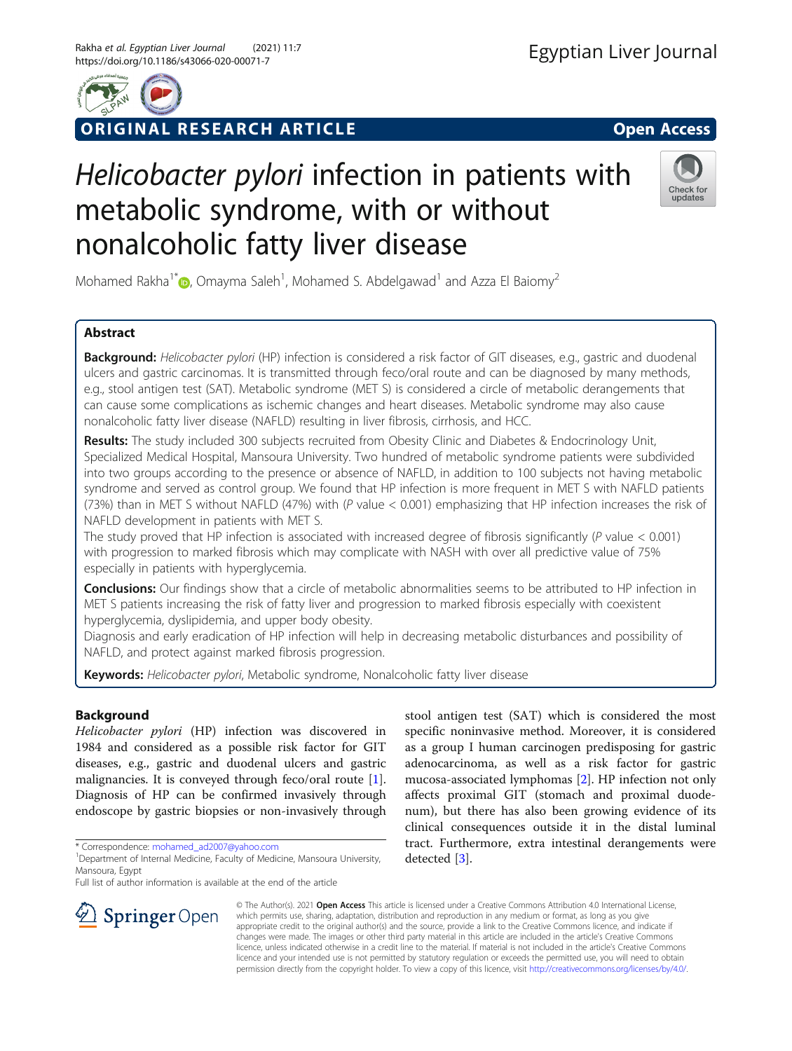ORIGINAL RESEARCH ARTICLE

Open Access

# *Helicobacter pylori* infection in patients with metabolic syndrome, with or without nonalcoholic fatty liver disease

Mohamed Rakha[1*], Omayma Saleh[1], Mohamed S. Abdelgawad[1] and Azza El Baiomy[2]

## Abstract

**Background:** *Helicobacter pylori* (HP) infection is considered a risk factor of GIT diseases, e.g., gastric and duodenal ulcers and gastric carcinomas. It is transmitted through feco/oral route and can be diagnosed by many methods, e.g., stool antigen test (SAT). Metabolic syndrome (MET S) is considered a circle of metabolic derangements that can cause some complications as ischemic changes and heart diseases. Metabolic syndrome may also cause nonalcoholic fatty liver disease (NAFLD) resulting in liver fibrosis, cirrhosis, and HCC.

**Results:** The study included 300 subjects recruited from Obesity Clinic and Diabetes & Endocrinology Unit, Specialized Medical Hospital, Mansoura University. Two hundred of metabolic syndrome patients were subdivided into two groups according to the presence or absence of NAFLD, in addition to 100 subjects not having metabolic syndrome and served as control group. We found that HP infection is more frequent in MET S with NAFLD patients (73%) than in MET S without NAFLD (47%) with ($P$ value $< 0.001$) emphasizing that HP infection increases the risk of NAFLD development in patients with MET S.

The study proved that HP infection is associated with increased degree of fibrosis significantly ($P$ value $< 0.001$) with progression to marked fibrosis which may complicate with NASH with over all predictive value of 75% especially in patients with hyperglycemia.

**Conclusions:** Our findings show that a circle of metabolic abnormalities seems to be attributed to HP infection in MET S patients increasing the risk of fatty liver and progression to marked fibrosis especially with coexistent hyperglycemia, dyslipidemia, and upper body obesity.

Diagnosis and early eradication of HP infection will help in decreasing metabolic disturbances and possibility of NAFLD, and protect against marked fibrosis progression.

**Keywords:** *Helicobacter pylori*, Metabolic syndrome, Nonalcoholic fatty liver disease

## Background

*Helicobacter pylori* (HP) infection was discovered in 1984 and considered as a possible risk factor for GIT diseases, e.g., gastric and duodenal ulcers and gastric malignancies. It is conveyed through feco/oral route [1]. Diagnosis of HP can be confirmed invasively through endoscope by gastric biopsies or non-invasively through stool antigen test (SAT) which is considered the most specific noninvasive method. Moreover, it is considered as a group I human carcinogen predisposing for gastric adenocarcinoma, as well as a risk factor for gastric mucosa-associated lymphomas [2]. HP infection not only affects proximal GIT (stomach and proximal duodenum), but there has also been growing evidence of its clinical consequences outside it in the distal luminal tract. Furthermore, extra intestinal derangements were detected [3].

* Correspondence: mohamed_ad2007@yahoo.com
[1] Department of Internal Medicine, Faculty of Medicine, Mansoura University, Mansoura, Egypt
Full list of author information is available at the end of the article

© The Author(s). 2021 **Open Access** This article is licensed under a Creative Commons Attribution 4.0 International License, which permits use, sharing, adaptation, distribution and reproduction in any medium or format, as long as you give appropriate credit to the original author(s) and the source, provide a link to the Creative Commons licence, and indicate if changes were made. The images or other third party material in this article are included in the article's Creative Commons licence, unless indicated otherwise in a credit line to the material. If material is not included in the article's Creative Commons licence and your intended use is not permitted by statutory regulation or exceeds the permitted use, you will need to obtain permission directly from the copyright holder. To view a copy of this licence, visit http://creativecommons.org/licenses/by/4.0/.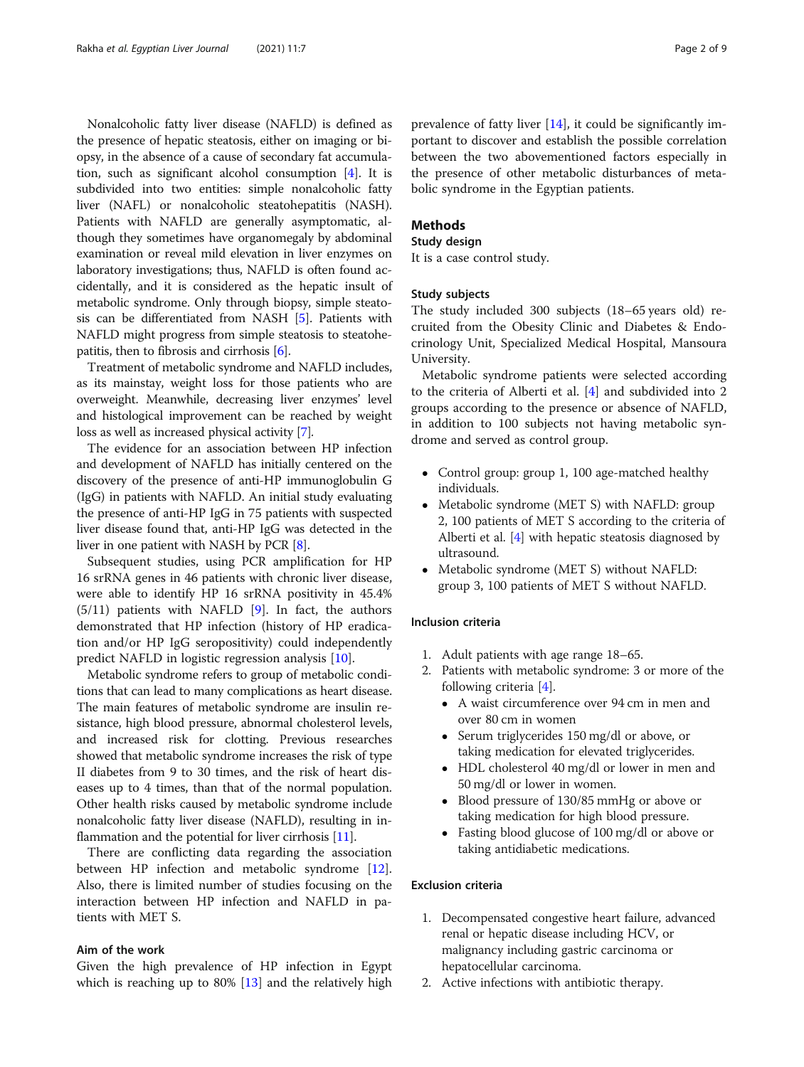Nonalcoholic fatty liver disease (NAFLD) is defined as the presence of hepatic steatosis, either on imaging or biopsy, in the absence of a cause of secondary fat accumulation, such as significant alcohol consumption [4]. It is subdivided into two entities: simple nonalcoholic fatty liver (NAFL) or nonalcoholic steatohepatitis (NASH). Patients with NAFLD are generally asymptomatic, although they sometimes have organomegaly by abdominal examination or reveal mild elevation in liver enzymes on laboratory investigations; thus, NAFLD is often found accidentally, and it is considered as the hepatic insult of metabolic syndrome. Only through biopsy, simple steatosis can be differentiated from NASH [5]. Patients with NAFLD might progress from simple steatosis to steatohepatitis, then to fibrosis and cirrhosis [6].

Treatment of metabolic syndrome and NAFLD includes, as its mainstay, weight loss for those patients who are overweight. Meanwhile, decreasing liver enzymes' level and histological improvement can be reached by weight loss as well as increased physical activity [7].

The evidence for an association between HP infection and development of NAFLD has initially centered on the discovery of the presence of anti-HP immunoglobulin G (IgG) in patients with NAFLD. An initial study evaluating the presence of anti-HP IgG in 75 patients with suspected liver disease found that, anti-HP IgG was detected in the liver in one patient with NASH by PCR [8].

Subsequent studies, using PCR amplification for HP 16 srRNA genes in 46 patients with chronic liver disease, were able to identify HP 16 srRNA positivity in 45.4% (5/11) patients with NAFLD [9]. In fact, the authors demonstrated that HP infection (history of HP eradication and/or HP IgG seropositivity) could independently predict NAFLD in logistic regression analysis [10].

Metabolic syndrome refers to group of metabolic conditions that can lead to many complications as heart disease. The main features of metabolic syndrome are insulin resistance, high blood pressure, abnormal cholesterol levels, and increased risk for clotting. Previous researches showed that metabolic syndrome increases the risk of type II diabetes from 9 to 30 times, and the risk of heart diseases up to 4 times, than that of the normal population. Other health risks caused by metabolic syndrome include nonalcoholic fatty liver disease (NAFLD), resulting in inflammation and the potential for liver cirrhosis [11].

There are conflicting data regarding the association between HP infection and metabolic syndrome [12]. Also, there is limited number of studies focusing on the interaction between HP infection and NAFLD in patients with MET S.

### Aim of the work

Given the high prevalence of HP infection in Egypt which is reaching up to 80% [13] and the relatively high prevalence of fatty liver [14], it could be significantly important to discover and establish the possible correlation between the two abovementioned factors especially in the presence of other metabolic disturbances of metabolic syndrome in the Egyptian patients.

## Methods

### Study design

It is a case control study.

### Study subjects

The study included 300 subjects (18–65 years old) recruited from the Obesity Clinic and Diabetes & Endocrinology Unit, Specialized Medical Hospital, Mansoura University.

Metabolic syndrome patients were selected according to the criteria of Alberti et al. [4] and subdivided into 2 groups according to the presence or absence of NAFLD, in addition to 100 subjects not having metabolic syndrome and served as control group.

- Control group: group 1, 100 age-matched healthy individuals.
- Metabolic syndrome (MET S) with NAFLD: group 2, 100 patients of MET S according to the criteria of Alberti et al. [4] with hepatic steatosis diagnosed by ultrasound.
- Metabolic syndrome (MET S) without NAFLD: group 3, 100 patients of MET S without NAFLD.

### Inclusion criteria

1. Adult patients with age range 18–65.
2. Patients with metabolic syndrome: 3 or more of the following criteria [4].
   - A waist circumference over 94 cm in men and over 80 cm in women
   - Serum triglycerides 150 mg/dl or above, or taking medication for elevated triglycerides.
   - HDL cholesterol 40 mg/dl or lower in men and 50 mg/dl or lower in women.
   - Blood pressure of 130/85 mmHg or above or taking medication for high blood pressure.
   - Fasting blood glucose of 100 mg/dl or above or taking antidiabetic medications.

### Exclusion criteria

1. Decompensated congestive heart failure, advanced renal or hepatic disease including HCV, or malignancy including gastric carcinoma or hepatocellular carcinoma.
2. Active infections with antibiotic therapy.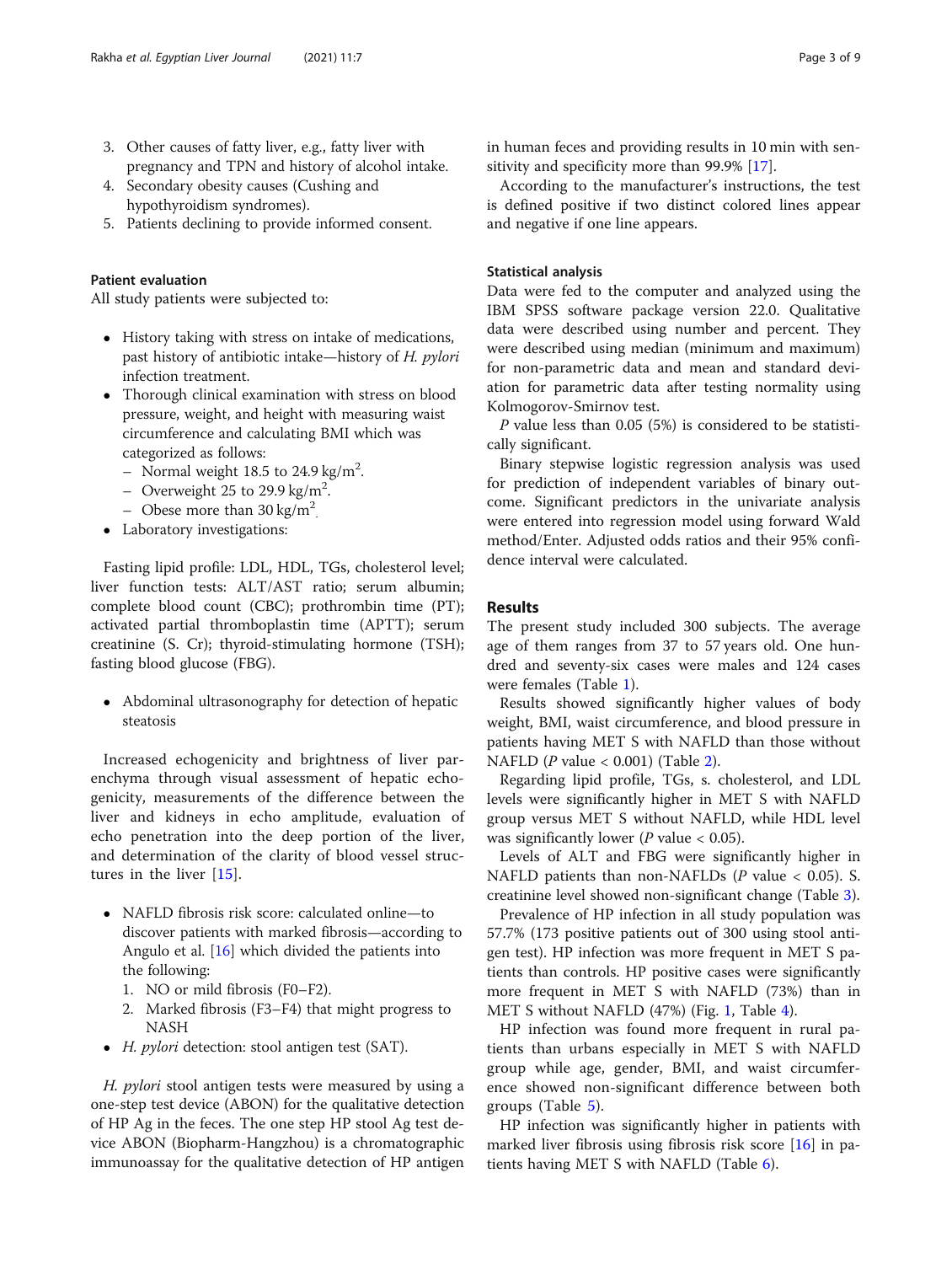3. Other causes of fatty liver, e.g., fatty liver with pregnancy and TPN and history of alcohol intake.
4. Secondary obesity causes (Cushing and hypothyroidism syndromes).
5. Patients declining to provide informed consent.

#### Patient evaluation

All study patients were subjected to:

- History taking with stress on intake of medications, past history of antibiotic intake—history of *H. pylori* infection treatment.
- Thorough clinical examination with stress on blood pressure, weight, and height with measuring waist circumference and calculating BMI which was categorized as follows:
  - Normal weight 18.5 to 24.9 kg/m$^2$.
  - Overweight 25 to 29.9 kg/m$^2$.
  - Obese more than 30 kg/m$^2$.
- Laboratory investigations:

Fasting lipid profile: LDL, HDL, TGs, cholesterol level; liver function tests: ALT/AST ratio; serum albumin; complete blood count (CBC); prothrombin time (PT); activated partial thromboplastin time (APTT); serum creatinine (S. Cr); thyroid-stimulating hormone (TSH); fasting blood glucose (FBG).

- Abdominal ultrasonography for detection of hepatic steatosis

Increased echogenicity and brightness of liver parenchyma through visual assessment of hepatic echogenicity, measurements of the difference between the liver and kidneys in echo amplitude, evaluation of echo penetration into the deep portion of the liver, and determination of the clarity of blood vessel structures in the liver [15].

- NAFLD fibrosis risk score: calculated online—to discover patients with marked fibrosis—according to Angulo et al. [16] which divided the patients into the following:
  1. NO or mild fibrosis (F0–F2).
  2. Marked fibrosis (F3–F4) that might progress to NASH
- *H. pylori* detection: stool antigen test (SAT).

*H. pylori* stool antigen tests were measured by using a one-step test device (ABON) for the qualitative detection of HP Ag in the feces. The one step HP stool Ag test device ABON (Biopharm-Hangzhou) is a chromatographic immunoassay for the qualitative detection of HP antigen in human feces and providing results in 10 min with sensitivity and specificity more than 99.9% [17].

According to the manufacturer's instructions, the test is defined positive if two distinct colored lines appear and negative if one line appears.

#### Statistical analysis

Data were fed to the computer and analyzed using the IBM SPSS software package version 22.0. Qualitative data were described using number and percent. They were described using median (minimum and maximum) for non-parametric data and mean and standard deviation for parametric data after testing normality using Kolmogorov-Smirnov test.

*P* value less than 0.05 (5%) is considered to be statistically significant.

Binary stepwise logistic regression analysis was used for prediction of independent variables of binary outcome. Significant predictors in the univariate analysis were entered into regression model using forward Wald method/Enter. Adjusted odds ratios and their 95% confidence interval were calculated.

## Results

The present study included 300 subjects. The average age of them ranges from 37 to 57 years old. One hundred and seventy-six cases were males and 124 cases were females (Table 1).

Results showed significantly higher values of body weight, BMI, waist circumference, and blood pressure in patients having MET S with NAFLD than those without NAFLD (*P* value < 0.001) (Table 2).

Regarding lipid profile, TGs, s. cholesterol, and LDL levels were significantly higher in MET S with NAFLD group versus MET S without NAFLD, while HDL level was significantly lower (*P* value < 0.05).

Levels of ALT and FBG were significantly higher in NAFLD patients than non-NAFLDs (*P* value < 0.05). S. creatinine level showed non-significant change (Table 3).

Prevalence of HP infection in all study population was 57.7% (173 positive patients out of 300 using stool antigen test). HP infection was more frequent in MET S patients than controls. HP positive cases were significantly more frequent in MET S with NAFLD (73%) than in MET S without NAFLD (47%) (Fig. 1, Table 4).

HP infection was found more frequent in rural patients than urbans especially in MET S with NAFLD group while age, gender, BMI, and waist circumference showed non-significant difference between both groups (Table 5).

HP infection was significantly higher in patients with marked liver fibrosis using fibrosis risk score [16] in patients having MET S with NAFLD (Table 6).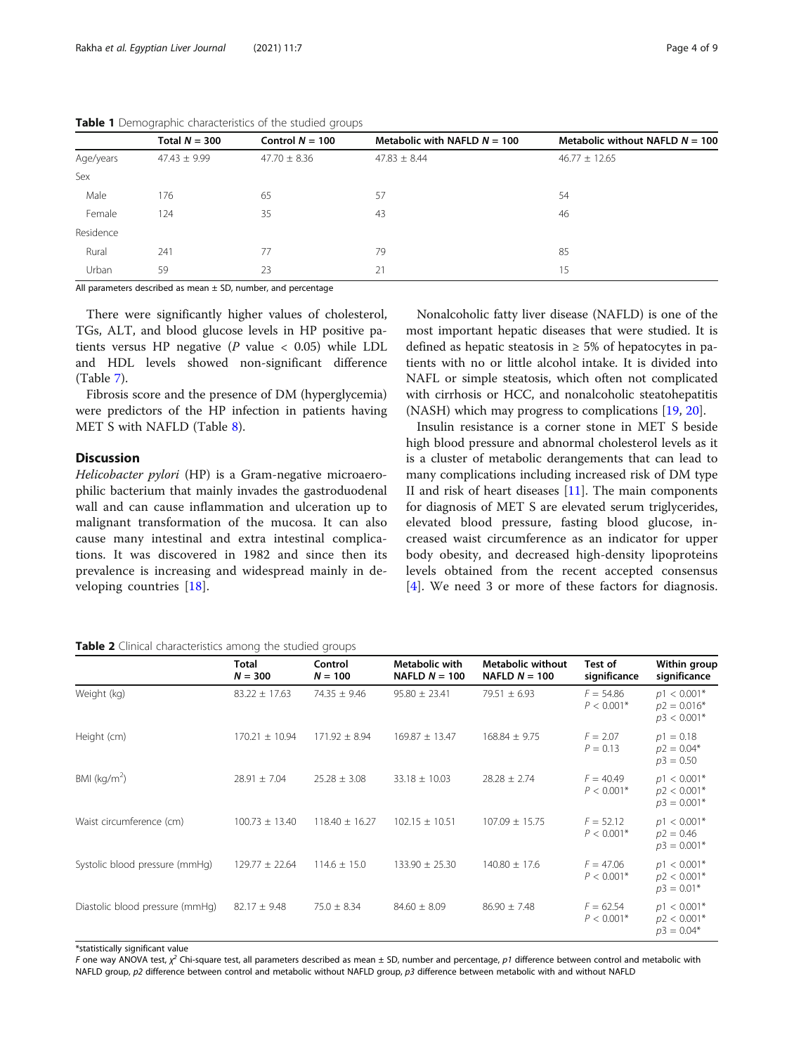**Table 1** Demographic characteristics of the studied groups

| | Total $N = 300$ | Control $N = 100$ | Metabolic with NAFLD $N = 100$ | Metabolic without NAFLD $N = 100$ |
|---|---|---|---|---|
| Age/years | 47.43 ± 9.99 | 47.70 ± 8.36 | 47.83 ± 8.44 | 46.77 ± 12.65 |
| Sex | | | | |
| Male | 176 | 65 | 57 | 54 |
| Female | 124 | 35 | 43 | 46 |
| Residence | | | | |
| Rural | 241 | 77 | 79 | 85 |
| Urban | 59 | 23 | 21 | 15 |

All parameters described as mean ± SD, number, and percentage

There were significantly higher values of cholesterol, TGs, ALT, and blood glucose levels in HP positive patients versus HP negative ($P$ value < 0.05) while LDL and HDL levels showed non-significant difference (Table 7).

Fibrosis score and the presence of DM (hyperglycemia) were predictors of the HP infection in patients having MET S with NAFLD (Table 8).

## Discussion

*Helicobacter pylori* (HP) is a Gram-negative microaerophilic bacterium that mainly invades the gastroduodenal wall and can cause inflammation and ulceration up to malignant transformation of the mucosa. It can also cause many intestinal and extra intestinal complications. It was discovered in 1982 and since then its prevalence is increasing and widespread mainly in developing countries [18].

Nonalcoholic fatty liver disease (NAFLD) is one of the most important hepatic diseases that were studied. It is defined as hepatic steatosis in ≥ 5% of hepatocytes in patients with no or little alcohol intake. It is divided into NAFL or simple steatosis, which often not complicated with cirrhosis or HCC, and nonalcoholic steatohepatitis (NASH) which may progress to complications [19, 20].

Insulin resistance is a corner stone in MET S beside high blood pressure and abnormal cholesterol levels as it is a cluster of metabolic derangements that can lead to many complications including increased risk of DM type II and risk of heart diseases [11]. The main components for diagnosis of MET S are elevated serum triglycerides, elevated blood pressure, fasting blood glucose, increased waist circumference as an indicator for upper body obesity, and decreased high-density lipoproteins levels obtained from the recent accepted consensus [4]. We need 3 or more of these factors for diagnosis.

**Table 2** Clinical characteristics among the studied groups

| | Total $N = 300$ | Control $N = 100$ | Metabolic with NAFLD $N = 100$ | Metabolic without NAFLD $N = 100$ | Test of significance | Within group significance |
|---|---|---|---|---|---|---|
| Weight (kg) | 83.22 ± 17.63 | 74.35 ± 9.46 | 95.80 ± 23.41 | 79.51 ± 6.93 | $F = 54.86$ $P < 0.001$* | $p1 < 0.001$* $p2 = 0.016$* $p3 < 0.001$* |
| Height (cm) | 170.21 ± 10.94 | 171.92 ± 8.94 | 169.87 ± 13.47 | 168.84 ± 9.75 | $F = 2.07$ $P = 0.13$ | $p1 = 0.18$ $p2 = 0.04$* $p3 = 0.50$ |
| BMI (kg/m$^2$) | 28.91 ± 7.04 | 25.28 ± 3.08 | 33.18 ± 10.03 | 28.28 ± 2.74 | $F = 40.49$ $P < 0.001$* | $p1 < 0.001$* $p2 < 0.001$* $p3 = 0.001$* |
| Waist circumference (cm) | 100.73 ± 13.40 | 118.40 ± 16.27 | 102.15 ± 10.51 | 107.09 ± 15.75 | $F = 52.12$ $P < 0.001$* | $p1 < 0.001$* $p2 = 0.46$ $p3 = 0.001$* |
| Systolic blood pressure (mmHg) | 129.77 ± 22.64 | 114.6 ± 15.0 | 133.90 ± 25.30 | 140.80 ± 17.6 | $F = 47.06$ $P < 0.001$* | $p1 < 0.001$* $p2 < 0.001$* $p3 = 0.01$* |
| Diastolic blood pressure (mmHg) | 82.17 ± 9.48 | 75.0 ± 8.34 | 84.60 ± 8.09 | 86.90 ± 7.48 | $F = 62.54$ $P < 0.001$* | $p1 < 0.001$* $p2 < 0.001$* $p3 = 0.04$* |

*statistically significant value

$F$ one way ANOVA test, $\chi^2$ Chi-square test, all parameters described as mean ± SD, number and percentage, $p1$ difference between control and metabolic with NAFLD group, $p2$ difference between control and metabolic without NAFLD group, $p3$ difference between metabolic with and without NAFLD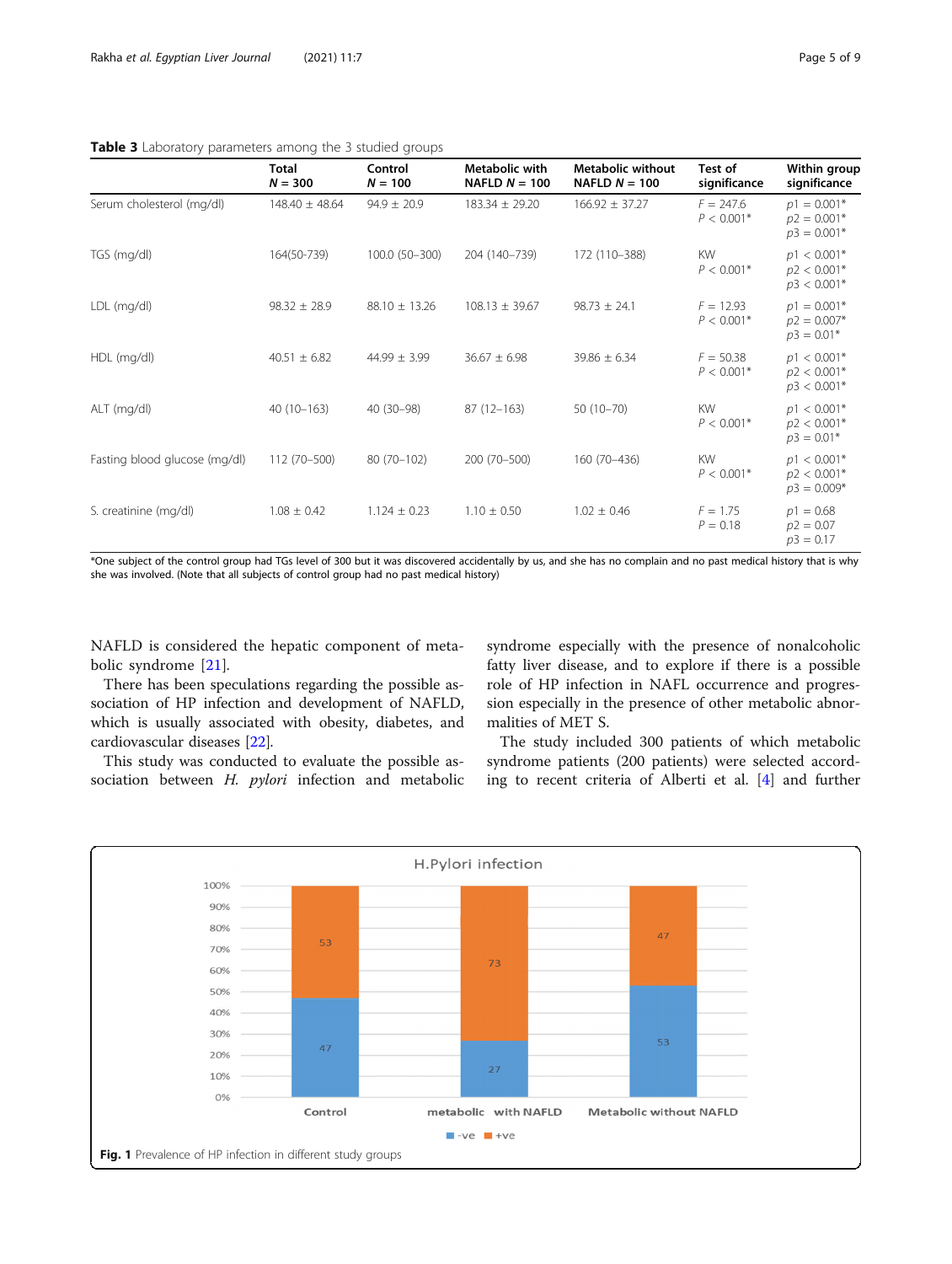**Table 3** Laboratory parameters among the 3 studied groups

| | Total $N = 300$ | Control $N = 100$ | Metabolic with NAFLD $N = 100$ | Metabolic without NAFLD $N = 100$ | Test of significance | Within group significance |
|---|---|---|---|---|---|---|
| Serum cholesterol (mg/dl) | 148.40 ± 48.64 | 94.9 ± 20.9 | 183.34 ± 29.20 | 166.92 ± 37.27 | $F = 247.6$ $P < 0.001$* | $p1 = 0.001$* $p2 = 0.001$* $p3 = 0.001$* |
| TGS (mg/dl) | 164(50-739) | 100.0 (50–300) | 204 (140–739) | 172 (110–388) | KW $P < 0.001$* | $p1 < 0.001$* $p2 < 0.001$* $p3 < 0.001$* |
| LDL (mg/dl) | 98.32 ± 28.9 | 88.10 ± 13.26 | 108.13 ± 39.67 | 98.73 ± 24.1 | $F = 12.93$ $P < 0.001$* | $p1 = 0.001$* $p2 = 0.007$* $p3 = 0.01$* |
| HDL (mg/dl) | 40.51 ± 6.82 | 44.99 ± 3.99 | 36.67 ± 6.98 | 39.86 ± 6.34 | $F = 50.38$ $P < 0.001$* | $p1 < 0.001$* $p2 < 0.001$* $p3 < 0.001$* |
| ALT (mg/dl) | 40 (10–163) | 40 (30–98) | 87 (12–163) | 50 (10–70) | KW $P < 0.001$* | $p1 < 0.001$* $p2 < 0.001$* $p3 = 0.01$* |
| Fasting blood glucose (mg/dl) | 112 (70–500) | 80 (70–102) | 200 (70–500) | 160 (70–436) | KW $P < 0.001$* | $p1 < 0.001$* $p2 < 0.001$* $p3 = 0.009$* |
| S. creatinine (mg/dl) | 1.08 ± 0.42 | 1.124 ± 0.23 | 1.10 ± 0.50 | 1.02 ± 0.46 | $F = 1.75$ $P = 0.18$ | $p1 = 0.68$ $p2 = 0.07$ $p3 = 0.17$ |

*One subject of the control group had TGs level of 300 but it was discovered accidentally by us, and she has no complain and no past medical history that is why she was involved. (Note that all subjects of control group had no past medical history)

NAFLD is considered the hepatic component of metabolic syndrome [21].

There has been speculations regarding the possible association of HP infection and development of NAFLD, which is usually associated with obesity, diabetes, and cardiovascular diseases [22].

This study was conducted to evaluate the possible association between *H. pylori* infection and metabolic syndrome especially with the presence of nonalcoholic fatty liver disease, and to explore if there is a possible role of HP infection in NAFL occurrence and progression especially in the presence of other metabolic abnormalities of MET S.

The study included 300 patients of which metabolic syndrome patients (200 patients) were selected according to recent criteria of Alberti et al. [4] and further

**Fig. 1** Prevalence of HP infection in different study groups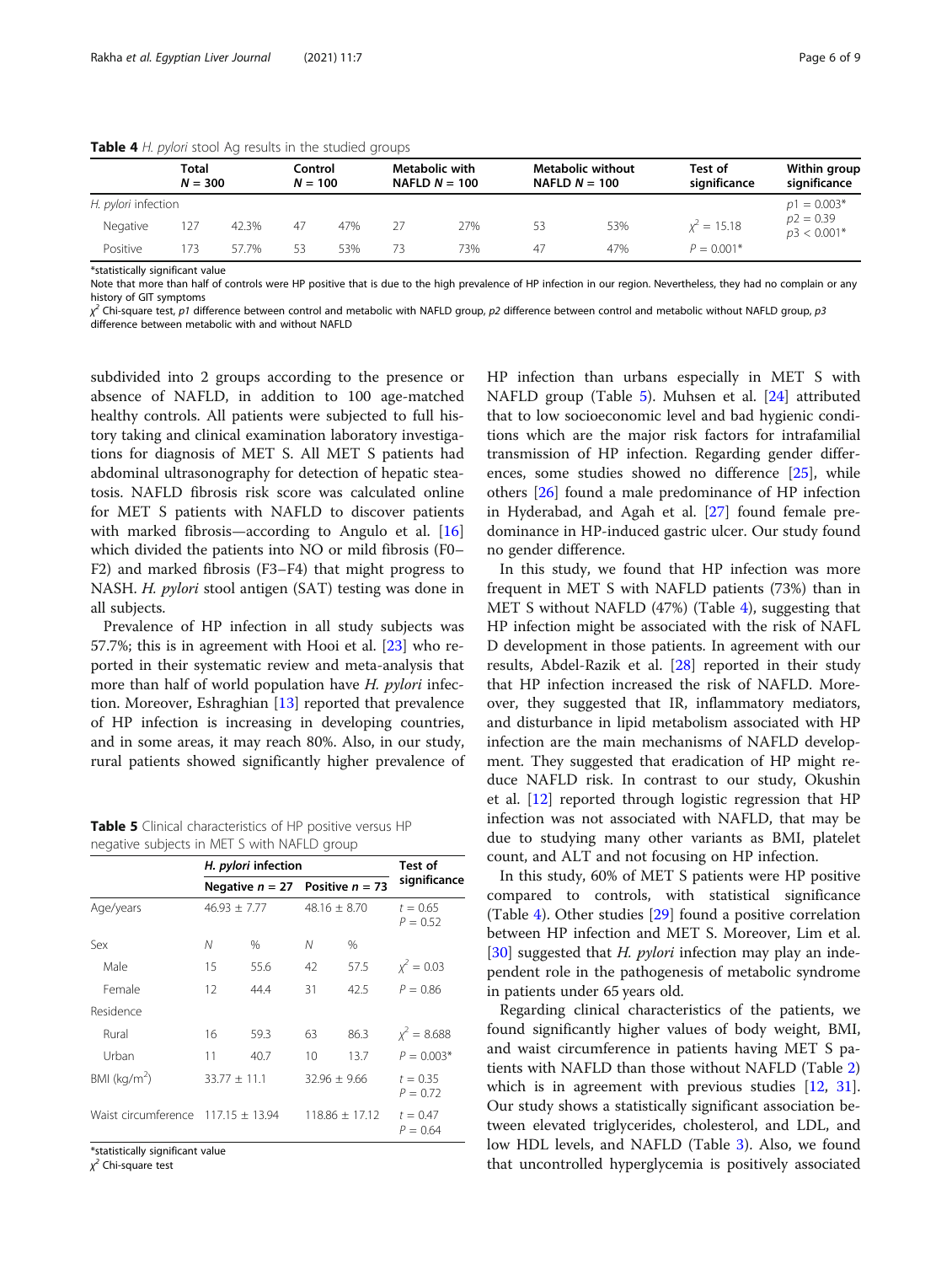**Table 4** *H. pylori* stool Ag results in the studied groups

| | Total $N = 300$ | | Control $N = 100$ | | Metabolic with NAFLD $N = 100$ | | Metabolic without NAFLD $N = 100$ | | Test of significance | Within group significance |
|---|---|---|---|---|---|---|---|---|---|---|
| *H. pylori* infection | | | | | | | | | | $p1 = 0.003$* $p2 = 0.39$ $p3 < 0.001$* |
| Negative | 127 | 42.3% | 47 | 47% | 27 | 27% | 53 | 53% | $\chi^2 = 15.18$ | |
| Positive | 173 | 57.7% | 53 | 53% | 73 | 73% | 47 | 47% | $P = 0.001$* | |

*statistically significant value

Note that more than half of controls were HP positive that is due to the high prevalence of HP infection in our region. Nevertheless, they had no complain or any history of GIT symptoms

$\chi^2$ Chi-square test, *p1* difference between control and metabolic with NAFLD group, *p2* difference between control and metabolic without NAFLD group, *p3* difference between metabolic with and without NAFLD

subdivided into 2 groups according to the presence or absence of NAFLD, in addition to 100 age-matched healthy controls. All patients were subjected to full history taking and clinical examination laboratory investigations for diagnosis of MET S. All MET S patients had abdominal ultrasonography for detection of hepatic steatosis. NAFLD fibrosis risk score was calculated online for MET S patients with NAFLD to discover patients with marked fibrosis—according to Angulo et al. [16] which divided the patients into NO or mild fibrosis (F0–F2) and marked fibrosis (F3–F4) that might progress to NASH. *H. pylori* stool antigen (SAT) testing was done in all subjects.

Prevalence of HP infection in all study subjects was 57.7%; this is in agreement with Hooi et al. [23] who reported in their systematic review and meta-analysis that more than half of world population have *H. pylori* infection. Moreover, Eshraghian [13] reported that prevalence of HP infection is increasing in developing countries, and in some areas, it may reach 80%. Also, in our study, rural patients showed significantly higher prevalence of HP infection than urbans especially in MET S with NAFLD group (Table 5). Muhsen et al. [24] attributed that to low socioeconomic level and bad hygienic conditions which are the major risk factors for intrafamilial transmission of HP infection. Regarding gender differences, some studies showed no difference [25], while others [26] found a male predominance of HP infection in Hyderabad, and Agah et al. [27] found female predominance in HP-induced gastric ulcer. Our study found no gender difference.

**Table 5** Clinical characteristics of HP positive versus HP negative subjects in MET S with NAFLD group

| | *H. pylori* infection | | | | Test of significance |
|---|---|---|---|---|---|
| | Negative $n = 27$ | | Positive $n = 73$ | | |
| Age/years | 46.93 ± 7.77 | | 48.16 ± 8.70 | | $t = 0.65$ $P = 0.52$ |
| Sex | *N* | % | *N* | % | |
| Male | 15 | 55.6 | 42 | 57.5 | $\chi^2 = 0.03$ |
| Female | 12 | 44.4 | 31 | 42.5 | $P = 0.86$ |
| Residence | | | | | |
| Rural | 16 | 59.3 | 63 | 86.3 | $\chi^2 = 8.688$ |
| Urban | 11 | 40.7 | 10 | 13.7 | $P = 0.003$* |
| BMI (kg/m$^2$) | 33.77 ± 11.1 | | 32.96 ± 9.66 | | $t = 0.35$ $P = 0.72$ |
| Waist circumference | 117.15 ± 13.94 | | 118.86 ± 17.12 | | $t = 0.47$ $P = 0.64$ |

*statistically significant value

$\chi^2$ Chi-square test

In this study, we found that HP infection was more frequent in MET S with NAFLD patients (73%) than in MET S without NAFLD (47%) (Table 4), suggesting that HP infection might be associated with the risk of NAFLD development in those patients. In agreement with our results, Abdel-Razik et al. [28] reported in their study that HP infection increased the risk of NAFLD. Moreover, they suggested that IR, inflammatory mediators, and disturbance in lipid metabolism associated with HP infection are the main mechanisms of NAFLD development. They suggested that eradication of HP might reduce NAFLD risk. In contrast to our study, Okushin et al. [12] reported through logistic regression that HP infection was not associated with NAFLD, that may be due to studying many other variants as BMI, platelet count, and ALT and not focusing on HP infection.

In this study, 60% of MET S patients were HP positive compared to controls, with statistical significance (Table 4). Other studies [29] found a positive correlation between HP infection and MET S. Moreover, Lim et al. [30] suggested that *H. pylori* infection may play an independent role in the pathogenesis of metabolic syndrome in patients under 65 years old.

Regarding clinical characteristics of the patients, we found significantly higher values of body weight, BMI, and waist circumference in patients having MET S patients with NAFLD than those without NAFLD (Table 2) which is in agreement with previous studies [12, 31]. Our study shows a statistically significant association between elevated triglycerides, cholesterol, and LDL, and low HDL levels, and NAFLD (Table 3). Also, we found that uncontrolled hyperglycemia is positively associated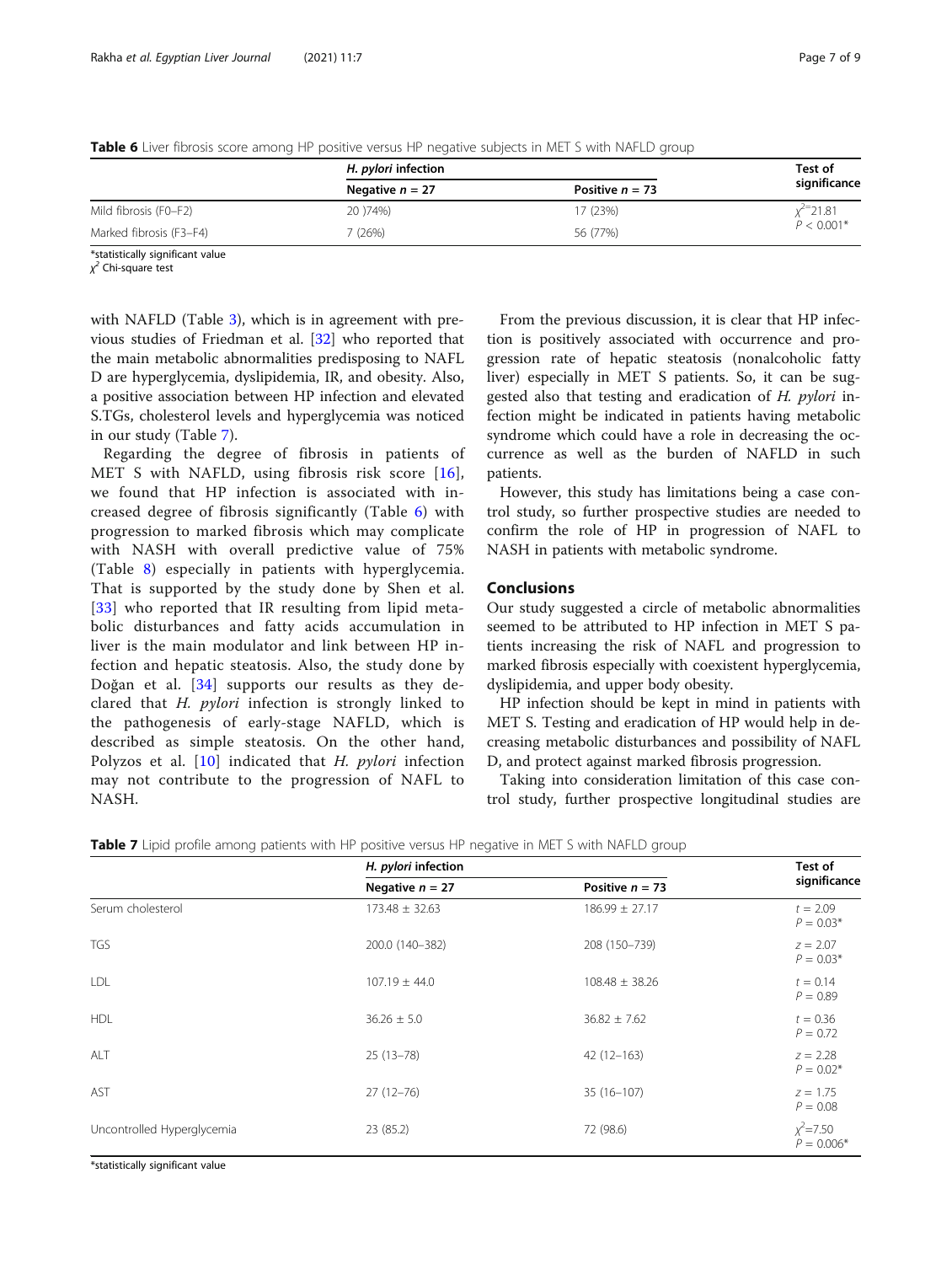**Table 6** Liver fibrosis score among HP positive versus HP negative subjects in MET S with NAFLD group

| | *H. pylori* infection | | Test of significance |
|---|---|---|---|
| | Negative *n* = 27 | Positive *n* = 73 | |
| Mild fibrosis (F0–F2) | 20 )74%) | 17 (23%) | $\chi^2$=21.81 $P < 0.001$* |
| Marked fibrosis (F3–F4) | 7 (26%) | 56 (77%) | |

*statistically significant value
$\chi^2$ Chi-square test

with NAFLD (Table 3), which is in agreement with previous studies of Friedman et al. [32] who reported that the main metabolic abnormalities predisposing to NAFLD are hyperglycemia, dyslipidemia, IR, and obesity. Also, a positive association between HP infection and elevated S.TGs, cholesterol levels and hyperglycemia was noticed in our study (Table 7).

Regarding the degree of fibrosis in patients of MET S with NAFLD, using fibrosis risk score [16], we found that HP infection is associated with increased degree of fibrosis significantly (Table 6) with progression to marked fibrosis which may complicate with NASH with overall predictive value of 75% (Table 8) especially in patients with hyperglycemia. That is supported by the study done by Shen et al. [33] who reported that IR resulting from lipid metabolic disturbances and fatty acids accumulation in liver is the main modulator and link between HP infection and hepatic steatosis. Also, the study done by Doğan et al. [34] supports our results as they declared that *H. pylori* infection is strongly linked to the pathogenesis of early-stage NAFLD, which is described as simple steatosis. On the other hand, Polyzos et al. [10] indicated that *H. pylori* infection may not contribute to the progression of NAFL to NASH.

From the previous discussion, it is clear that HP infection is positively associated with occurrence and progression rate of hepatic steatosis (nonalcoholic fatty liver) especially in MET S patients. So, it can be suggested also that testing and eradication of *H. pylori* infection might be indicated in patients having metabolic syndrome which could have a role in decreasing the occurrence as well as the burden of NAFLD in such patients.

However, this study has limitations being a case control study, so further prospective studies are needed to confirm the role of HP in progression of NAFL to NASH in patients with metabolic syndrome.

## Conclusions

Our study suggested a circle of metabolic abnormalities seemed to be attributed to HP infection in MET S patients increasing the risk of NAFL and progression to marked fibrosis especially with coexistent hyperglycemia, dyslipidemia, and upper body obesity.

HP infection should be kept in mind in patients with MET S. Testing and eradication of HP would help in decreasing metabolic disturbances and possibility of NAFLD, and protect against marked fibrosis progression.

Taking into consideration limitation of this case control study, further prospective longitudinal studies are

**Table 7** Lipid profile among patients with HP positive versus HP negative in MET S with NAFLD group

| | *H. pylori* infection | | Test of significance |
|---|---|---|---|
| | Negative *n* = 27 | Positive *n* = 73 | |
| Serum cholesterol | 173.48 ± 32.63 | 186.99 ± 27.17 | $t = 2.09$ $P = 0.03$* |
| TGS | 200.0 (140–382) | 208 (150–739) | $z = 2.07$ $P = 0.03$* |
| LDL | 107.19 ± 44.0 | 108.48 ± 38.26 | $t = 0.14$ $P = 0.89$ |
| HDL | 36.26 ± 5.0 | 36.82 ± 7.62 | $t = 0.36$ $P = 0.72$ |
| ALT | 25 (13–78) | 42 (12–163) | $z = 2.28$ $P = 0.02$* |
| AST | 27 (12–76) | 35 (16–107) | $z = 1.75$ $P = 0.08$ |
| Uncontrolled Hyperglycemia | 23 (85.2) | 72 (98.6) | $\chi^2$=7.50 $P = 0.006$* |

*statistically significant value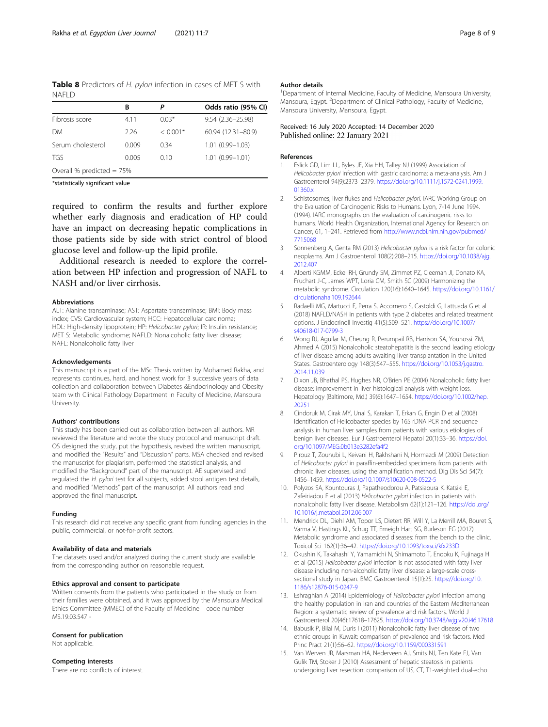**Table 8** Predictors of *H. pylori* infection in cases of MET S with NAFLD

| | B | P | Odds ratio (95% CI) |
|---|---|---|---|
| Fibrosis score | 4.11 | 0.03* | 9.54 (2.36–25.98) |
| DM | 2.26 | < 0.001* | 60.94 (12.31–80.9) |
| Serum cholesterol | 0.009 | 0.34 | 1.01 (0.99–1.03) |
| TGS | 0.005 | 0.10 | 1.01 (0.99–1.01) |
| Overall % predicted = 75% | | | |

*statistically significant value

required to confirm the results and further explore whether early diagnosis and eradication of HP could have an impact on decreasing hepatic complications in those patients side by side with strict control of blood glucose level and follow-up the lipid profile.

Additional research is needed to explore the correlation between HP infection and progression of NAFL to NASH and/or liver cirrhosis.

#### Abbreviations

ALT: Alanine transaminase; AST: Aspartate transaminase; BMI: Body mass index; CVS: Cardiovascular system; HCC: Hepatocellular carcinoma; HDL: High-density lipoprotein; HP: *Helicobacter pylori*; IR: Insulin resistance; MET S: Metabolic syndrome; NAFLD: Nonalcoholic fatty liver disease; NAFL: Nonalcoholic fatty liver

#### Acknowledgements

This manuscript is a part of the MSc Thesis written by Mohamed Rakha, and represents continues, hard, and honest work for 3 successive years of data collection and collaboration between Diabetes &Endocrinology and Obesity team with Clinical Pathology Department in Faculty of Medicine, Mansoura University.

#### Authors' contributions

This study has been carried out as collaboration between all authors. MR reviewed the literature and wrote the study protocol and manuscript draft. OS designed the study, put the hypothesis, revised the written manuscript, and modified the "Results" and "Discussion" parts. MSA checked and revised the manuscript for plagiarism, performed the statistical analysis, and modified the "Background" part of the manuscript. AE supervised and regulated the *H. pylori* test for all subjects, added stool antigen test details, and modified "Methods" part of the manuscript. All authors read and approved the final manuscript.

#### Funding

This research did not receive any specific grant from funding agencies in the public, commercial, or not-for-profit sectors.

#### Availability of data and materials

The datasets used and/or analyzed during the current study are available from the corresponding author on reasonable request.

#### Ethics approval and consent to participate

Written consents from the patients who participated in the study or from their families were obtained, and it was approved by the Mansoura Medical Ethics Committee (MMEC) of the Faculty of Medicine—code number MS.19.03.547 -

#### Consent for publication

Not applicable.

#### Competing interests

There are no conflicts of interest.

#### Author details

[1]Department of Internal Medicine, Faculty of Medicine, Mansoura University, Mansoura, Egypt. [2]Department of Clinical Pathology, Faculty of Medicine, Mansoura University, Mansoura, Egypt.

Received: 16 July 2020 Accepted: 14 December 2020
Published online: 22 January 2021

#### References

1. Eslick GD, Lim LL, Byles JE, Xia HH, Talley NJ (1999) Association of *Helicobacter pylori* infection with gastric carcinoma: a meta-analysis. Am J Gastroenterol 94(9):2373–2379. https://doi.org/10.1111/j.1572-0241.1999.01360.x
2. Schistosomes, liver flukes and *Helicobacter pylori*. IARC Working Group on the Evaluation of Carcinogenic Risks to Humans. Lyon, 7-14 June 1994. (1994). IARC monographs on the evaluation of carcinogenic risks to humans. World Health Organization, International Agency for Research on Cancer, 61, 1–241. Retrieved from http://www.ncbi.nlm.nih.gov/pubmed/7715068
3. Sonnenberg A, Genta RM (2013) *Helicobacter pylori* is a risk factor for colonic neoplasms. Am J Gastroenterol 108(2):208–215. https://doi.org/10.1038/ajg.2012.407
4. Alberti KGMM, Eckel RH, Grundy SM, Zimmet PZ, Cleeman JI, Donato KA, Fruchart J-C, James WPT, Loria CM, Smith SC (2009) Harmonizing the metabolic syndrome. Circulation 120(16):1640–1645. https://doi.org/10.1161/circulationaha.109.192644
5. Radaelli MG, Martucci F, Perra S, Accornero S, Castoldi G, Lattuada G et al (2018) NAFLD/NASH in patients with type 2 diabetes and related treatment options. J Endocrinol Investig 41(5):509–521. https://doi.org/10.1007/s40618-017-0799-3
6. Wong RJ, Aguilar M, Cheung R, Perumpail RB, Harrison SA, Younossi ZM, Ahmed A (2015) Nonalcoholic steatohepatitis is the second leading etiology of liver disease among adults awaiting liver transplantation in the United States. Gastroenterology 148(3):547–555. https://doi.org/10.1053/j.gastro.2014.11.039
7. Dixon JB, Bhathal PS, Hughes NR, O'Brien PE (2004) Nonalcoholic fatty liver disease: improvement in liver histological analysis with weight loss. Hepatology (Baltimore, Md.) 39(6):1647–1654. https://doi.org/10.1002/hep.20251
8. Cindoruk M, Cirak MY, Unal S, Karakan T, Erkan G, Engin D et al (2008) Identification of Helicobacter species by 16S rDNA PCR and sequence analysis in human liver samples from patients with various etiologies of benign liver diseases. Eur J Gastroenterol Hepatol 20(1):33–36. https://doi.org/10.1097/MEG.0b013e3282efa4f2
9. Pirouz T, Zounubi L, Keivani H, Rakhshani N, Hormazdi M (2009) Detection of *Helicobacter pylori* in paraffin-embedded specimens from patients with chronic liver diseases, using the amplification method. Dig Dis Sci 54(7):1456–1459. https://doi.org/10.1007/s10620-008-0522-5
10. Polyzos SA, Kountouras J, Papatheodorou A, Patsiaoura K, Katsiki E, Zafeiriadou E et al (2013) *Helicobacter pylori* infection in patients with nonalcoholic fatty liver disease. Metabolism 62(1):121–126. https://doi.org/10.1016/j.metabol.2012.06.007
11. Mendrick DL, Diehl AM, Topor LS, Dietert RR, Will Y, La Merrill MA, Bouret S, Varma V, Hastings KL, Schug TT, Emeigh Hart SG, Burleson FG (2017) Metabolic syndrome and associated diseases: from the bench to the clinic. Toxicol Sci 162(1):36–42. https://doi.org/10.1093/toxsci/kfx233D
12. Okushin K, Takahashi Y, Yamamichi N, Shimamoto T, Enooku K, Fujinaga H et al (2015) *Helicobacter pylori* infection is not associated with fatty liver disease including non-alcoholic fatty liver disease: a large-scale cross-sectional study in Japan. BMC Gastroenterol 15(1):25. https://doi.org/10.1186/s12876-015-0247-9
13. Eshraghian A (2014) Epidemiology of *Helicobacter pylori* infection among the healthy population in Iran and countries of the Eastern Mediterranean Region: a systematic review of prevalence and risk factors. World J Gastroenterol 20(46):17618–17625. https://doi.org/10.3748/wjg.v20.i46.17618
14. Babusik P, Bilal M, Duris I (2011) Nonalcoholic fatty liver disease of two ethnic groups in Kuwait: comparison of prevalence and risk factors. Med Princ Pract 21(1):56–62. https://doi.org/10.1159/000331591
15. Van Werven JR, Marsman HA, Nederveen AJ, Smits NJ, Ten Kate FJ, Van Gulik TM, Stoker J (2010) Assessment of hepatic steatosis in patients undergoing liver resection: comparison of US, CT, T1-weighted dual-echo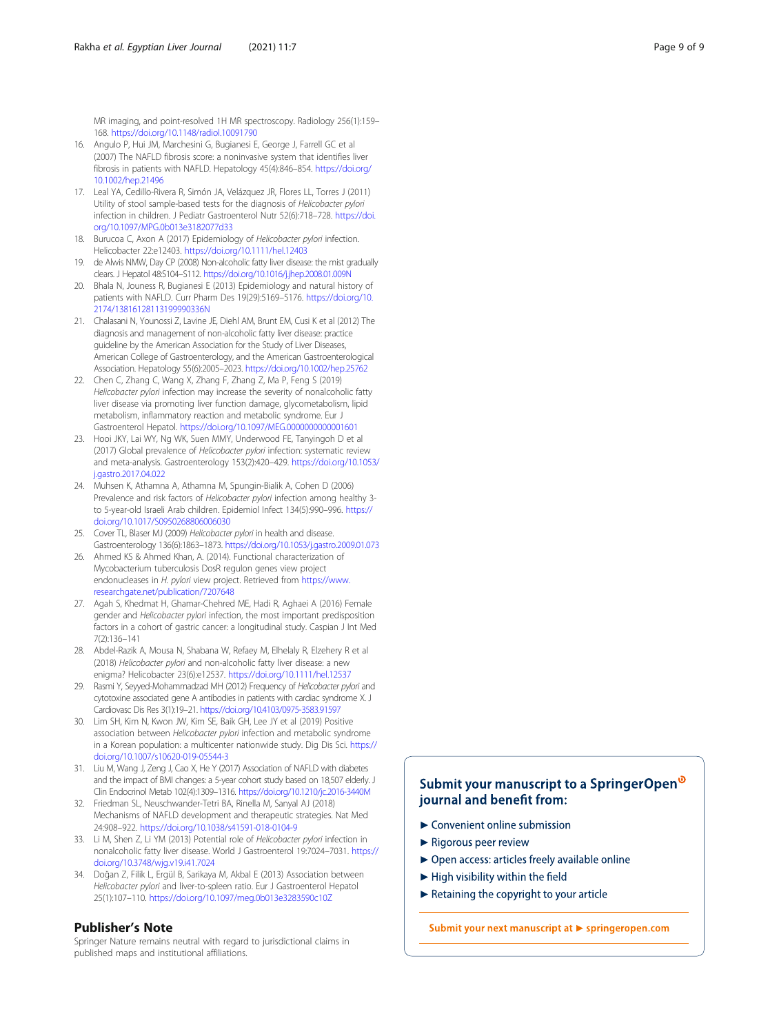MR imaging, and point-resolved 1H MR spectroscopy. Radiology 256(1):159–168. https://doi.org/10.1148/radiol.10091790

16. Angulo P, Hui JM, Marchesini G, Bugianesi E, George J, Farrell GC et al (2007) The NAFLD fibrosis score: a noninvasive system that identifies liver fibrosis in patients with NAFLD. Hepatology 45(4):846–854. https://doi.org/10.1002/hep.21496
17. Leal YA, Cedillo-Rivera R, Simón JA, Velázquez JR, Flores LL, Torres J (2011) Utility of stool sample-based tests for the diagnosis of *Helicobacter pylori* infection in children. J Pediatr Gastroenterol Nutr 52(6):718–728. https://doi.org/10.1097/MPG.0b013e3182077d33
18. Burucoa C, Axon A (2017) Epidemiology of *Helicobacter pylori* infection. Helicobacter 22:e12403. https://doi.org/10.1111/hel.12403
19. de Alwis NMW, Day CP (2008) Non-alcoholic fatty liver disease: the mist gradually clears. J Hepatol 48:S104–S112. https://doi.org/10.1016/j.jhep.2008.01.009N
20. Bhala N, Jouness R, Bugianesi E (2013) Epidemiology and natural history of patients with NAFLD. Curr Pharm Des 19(29):5169–5176. https://doi.org/10.2174/13816128113199990336N
21. Chalasani N, Younossi Z, Lavine JE, Diehl AM, Brunt EM, Cusi K et al (2012) The diagnosis and management of non-alcoholic fatty liver disease: practice guideline by the American Association for the Study of Liver Diseases, American College of Gastroenterology, and the American Gastroenterological Association. Hepatology 55(6):2005–2023. https://doi.org/10.1002/hep.25762
22. Chen C, Zhang C, Wang X, Zhang F, Zhang Z, Ma P, Feng S (2019) *Helicobacter pylori* infection may increase the severity of nonalcoholic fatty liver disease via promoting liver function damage, glycometabolism, lipid metabolism, inflammatory reaction and metabolic syndrome. Eur J Gastroenterol Hepatol. https://doi.org/10.1097/MEG.0000000000001601
23. Hooi JKY, Lai WY, Ng WK, Suen MMY, Underwood FE, Tanyingoh D et al (2017) Global prevalence of *Helicobacter pylori* infection: systematic review and meta-analysis. Gastroenterology 153(2):420–429. https://doi.org/10.1053/j.gastro.2017.04.022
24. Muhsen K, Athamna A, Athamna M, Spungin-Bialik A, Cohen D (2006) Prevalence and risk factors of *Helicobacter pylori* infection among healthy 3- to 5-year-old Israeli Arab children. Epidemiol Infect 134(5):990–996. https://doi.org/10.1017/S0950268806006030
25. Cover TL, Blaser MJ (2009) *Helicobacter pylori* in health and disease. Gastroenterology 136(6):1863–1873. https://doi.org/10.1053/j.gastro.2009.01.073
26. Ahmed KS & Ahmed Khan, A. (2014). Functional characterization of Mycobacterium tuberculosis DosR regulon genes view project endonucleases in *H. pylori* view project. Retrieved from https://www.researchgate.net/publication/7207648
27. Agah S, Khedmat H, Ghamar-Chehred ME, Hadi R, Aghaei A (2016) Female gender and *Helicobacter pylori* infection, the most important predisposition factors in a cohort of gastric cancer: a longitudinal study. Caspian J Int Med 7(2):136–141
28. Abdel-Razik A, Mousa N, Shabana W, Refaey M, Elhelaly R, Elzehery R et al (2018) *Helicobacter pylori* and non-alcoholic fatty liver disease: a new enigma? Helicobacter 23(6):e12537. https://doi.org/10.1111/hel.12537
29. Rasmi Y, Seyyed-Mohammadzad MH (2012) Frequency of *Helicobacter pylori* and cytotoxine associated gene A antibodies in patients with cardiac syndrome X. J Cardiovasc Dis Res 3(1):19–21. https://doi.org/10.4103/0975-3583.91597
30. Lim SH, Kim N, Kwon JW, Kim SE, Baik GH, Lee JY et al (2019) Positive association between *Helicobacter pylori* infection and metabolic syndrome in a Korean population: a multicenter nationwide study. Dig Dis Sci. https://doi.org/10.1007/s10620-019-05544-3
31. Liu M, Wang J, Zeng J, Cao X, He Y (2017) Association of NAFLD with diabetes and the impact of BMI changes: a 5-year cohort study based on 18,507 elderly. J Clin Endocrinol Metab 102(4):1309–1316. https://doi.org/10.1210/jc.2016-3440M
32. Friedman SL, Neuschwander-Tetri BA, Rinella M, Sanyal AJ (2018) Mechanisms of NAFLD development and therapeutic strategies. Nat Med 24:908–922. https://doi.org/10.1038/s41591-018-0104-9
33. Li M, Shen Z, Li YM (2013) Potential role of *Helicobacter pylori* infection in nonalcoholic fatty liver disease. World J Gastroenterol 19:7024–7031. https://doi.org/10.3748/wjg.v19.i41.7024
34. Doğan Z, Filik L, Ergül B, Sarikaya M, Akbal E (2013) Association between *Helicobacter pylori* and liver-to-spleen ratio. Eur J Gastroenterol Hepatol 25(1):107–110. https://doi.org/10.1097/meg.0b013e3283590c10Z

## Publisher's Note

Springer Nature remains neutral with regard to jurisdictional claims in published maps and institutional affiliations.

**Submit your manuscript to a SpringerOpen journal and benefit from:**

- ► Convenient online submission
- ► Rigorous peer review
- ► Open access: articles freely available online
- ► High visibility within the field
- ► Retaining the copyright to your article

**Submit your next manuscript at ► springeropen.com**